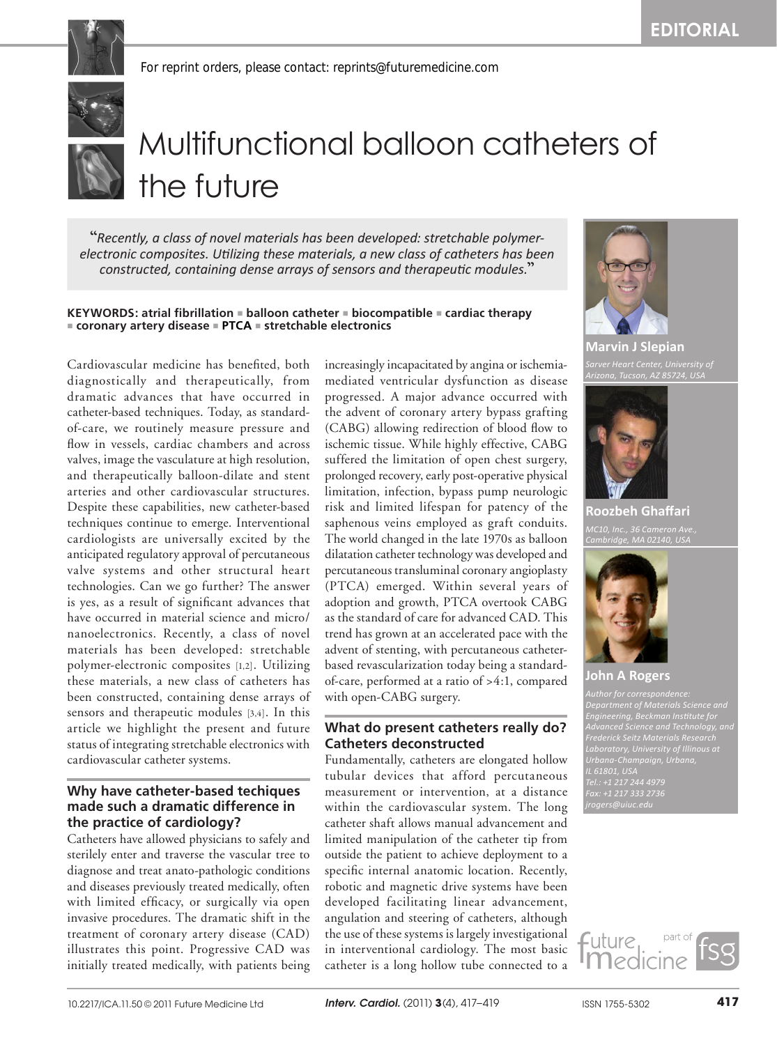EDITORIAL

For reprint orders, please contact: reprints@futuremedicine.com

# Multifunctional balloon catheters of the future

> "*Recently, a class of novel materials has been developed: stretchable polymer-electronic composites. Utilizing these materials, a new class of catheters has been constructed, containing dense arrays of sensors and therapeutic modules.*"

**Marvin J Slepian**
*Sarver Heart Center, University of Arizona, Tucson, AZ 85724, USA*

**Roozbeh Ghaffari**
*MC10, Inc., 36 Cameron Ave., Cambridge, MA 02140, USA*

**John A Rogers**
*Author for correspondence: Department of Materials Science and Engineering, Beckman Institute for Advanced Science and Technology, and Frederick Seitz Materials Research Laboratory, University of Illinois at Urbana-Champaign, Urbana, IL 61801, USA*
*Tel.: +1 217 244 4979*
*Fax: +1 217 333 2736*
*jrogers@uiuc.edu*

**KEYWORDS: atrial fibrillation ■ balloon catheter ■ biocompatible ■ cardiac therapy ■ coronary artery disease ■ PTCA ■ stretchable electronics**

Cardiovascular medicine has benefited, both diagnostically and therapeutically, from dramatic advances that have occurred in catheter-based techniques. Today, as standard-of-care, we routinely measure pressure and flow in vessels, cardiac chambers and across valves, image the vasculature at high resolution, and therapeutically balloon-dilate and stent arteries and other cardiovascular structures. Despite these capabilities, new catheter-based techniques continue to emerge. Interventional cardiologists are universally excited by the anticipated regulatory approval of percutaneous valve systems and other structural heart technologies. Can we go further? The answer is yes, as a result of significant advances that have occurred in material science and micro/nanoelectronics. Recently, a class of novel materials has been developed: stretchable polymer-electronic composites [1,2]. Utilizing these materials, a new class of catheters has been constructed, containing dense arrays of sensors and therapeutic modules [3,4]. In this article we highlight the present and future status of integrating stretchable electronics with cardiovascular catheter systems.

## Why have catheter-based techiques made such a dramatic difference in the practice of cardiology?

Catheters have allowed physicians to safely and sterilely enter and traverse the vascular tree to diagnose and treat anato-pathologic conditions and diseases previously treated medically, often with limited efficacy, or surgically via open invasive procedures. The dramatic shift in the treatment of coronary artery disease (CAD) illustrates this point. Progressive CAD was initially treated medically, with patients being increasingly incapacitated by angina or ischemia-mediated ventricular dysfunction as disease progressed. A major advance occurred with the advent of coronary artery bypass grafting (CABG) allowing redirection of blood flow to ischemic tissue. While highly effective, CABG suffered the limitation of open chest surgery, prolonged recovery, early post-operative physical limitation, infection, bypass pump neurologic risk and limited lifespan for patency of the saphenous veins employed as graft conduits. The world changed in the late 1970s as balloon dilatation catheter technology was developed and percutaneous transluminal coronary angioplasty (PTCA) emerged. Within several years of adoption and growth, PTCA overtook CABG as the standard of care for advanced CAD. This trend has grown at an accelerated pace with the advent of stenting, with percutaneous catheter-based revascularization today being a standard-of-care, performed at a ratio of >4:1, compared with open-CABG surgery.

## What do present catheters really do? Catheters deconstructed

Fundamentally, catheters are elongated hollow tubular devices that afford percutaneous measurement or intervention, at a distance within the cardiovascular system. The long catheter shaft allows manual advancement and limited manipulation of the catheter tip from outside the patient to achieve deployment to a specific internal anatomic location. Recently, robotic and magnetic drive systems have been developed facilitating linear advancement, angulation and steering of catheters, although the use of these systems is largely investigational in interventional cardiology. The most basic catheter is a long hollow tube connected to a

10.2217/ICA.11.50 © 2011 Future Medicine Ltd    ISSN 1755-5302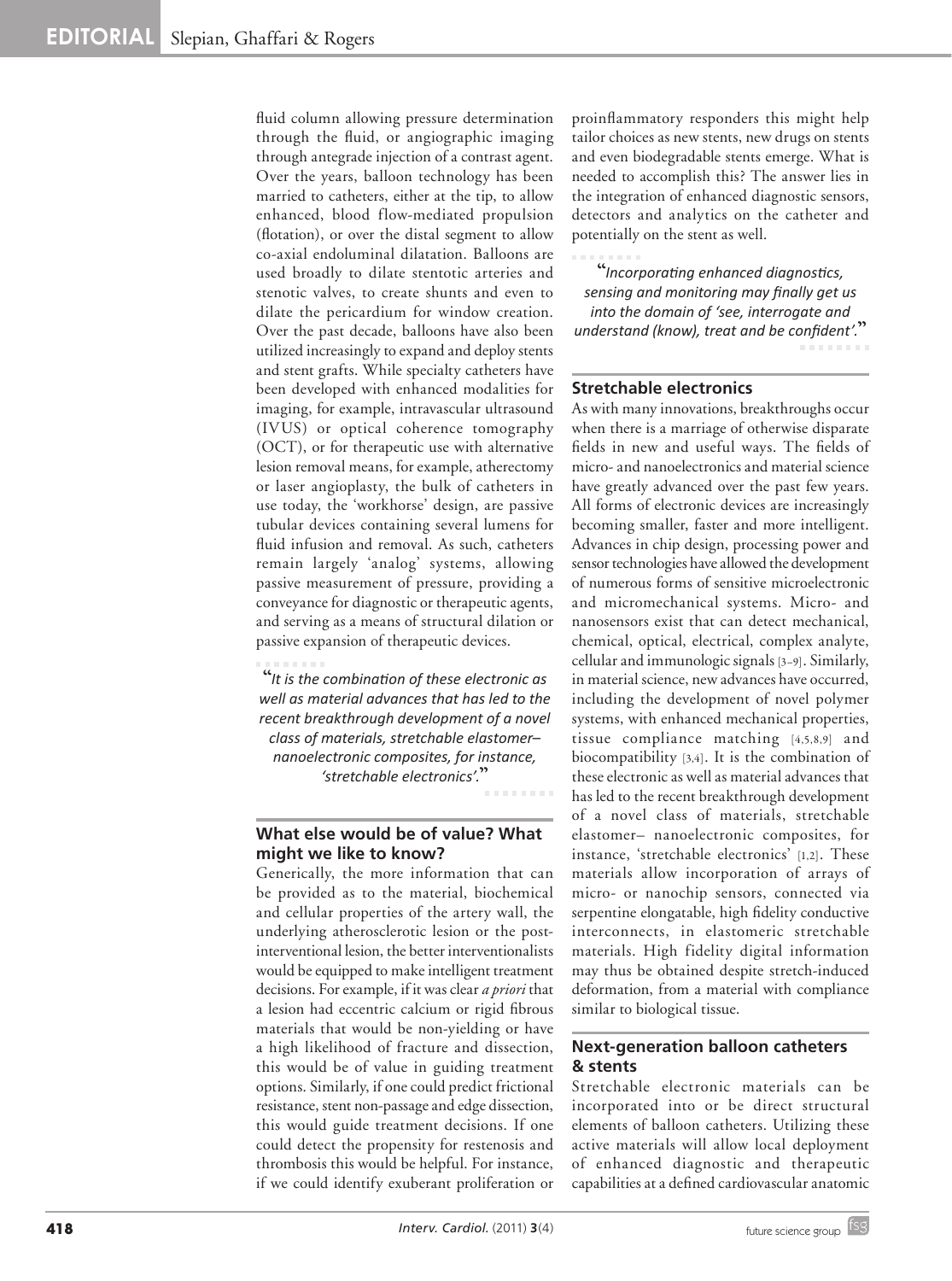fluid column allowing pressure determination through the fluid, or angiographic imaging through antegrade injection of a contrast agent. Over the years, balloon technology has been married to catheters, either at the tip, to allow enhanced, blood flow-mediated propulsion (flotation), or over the distal segment to allow co-axial endoluminal dilatation. Balloons are used broadly to dilate stentotic arteries and stenotic valves, to create shunts and even to dilate the pericardium for window creation. Over the past decade, balloons have also been utilized increasingly to expand and deploy stents and stent grafts. While specialty catheters have been developed with enhanced modalities for imaging, for example, intravascular ultrasound (IVUS) or optical coherence tomography (OCT), or for therapeutic use with alternative lesion removal means, for example, atherectomy or laser angioplasty, the bulk of catheters in use today, the 'workhorse' design, are passive tubular devices containing several lumens for fluid infusion and removal. As such, catheters remain largely 'analog' systems, allowing passive measurement of pressure, providing a conveyance for diagnostic or therapeutic agents, and serving as a means of structural dilation or passive expansion of therapeutic devices.

> "*It is the combination of these electronic as well as material advances that has led to the recent breakthrough development of a novel class of materials, stretchable elastomer– nanoelectronic composites, for instance, 'stretchable electronics'.*"

## What else would be of value? What might we like to know?

Generically, the more information that can be provided as to the material, biochemical and cellular properties of the artery wall, the underlying atherosclerotic lesion or the post-interventional lesion, the better interventionalists would be equipped to make intelligent treatment decisions. For example, if it was clear *a priori* that a lesion had eccentric calcium or rigid fibrous materials that would be non-yielding or have a high likelihood of fracture and dissection, this would be of value in guiding treatment options. Similarly, if one could predict frictional resistance, stent non-passage and edge dissection, this would guide treatment decisions. If one could detect the propensity for restenosis and thrombosis this would be helpful. For instance, if we could identify exuberant proliferation or proinflammatory responders this might help tailor choices as new stents, new drugs on stents and even biodegradable stents emerge. What is needed to accomplish this? The answer lies in the integration of enhanced diagnostic sensors, detectors and analytics on the catheter and potentially on the stent as well.

> "*Incorporating enhanced diagnostics, sensing and monitoring may finally get us into the domain of 'see, interrogate and understand (know), treat and be confident'.*"

## Stretchable electronics

As with many innovations, breakthroughs occur when there is a marriage of otherwise disparate fields in new and useful ways. The fields of micro- and nanoelectronics and material science have greatly advanced over the past few years. All forms of electronic devices are increasingly becoming smaller, faster and more intelligent. Advances in chip design, processing power and sensor technologies have allowed the development of numerous forms of sensitive microelectronic and micromechanical systems. Micro- and nanosensors exist that can detect mechanical, chemical, optical, electrical, complex analyte, cellular and immunologic signals [3–9]. Similarly, in material science, new advances have occurred, including the development of novel polymer systems, with enhanced mechanical properties, tissue compliance matching [4,5,8,9] and biocompatibility [3,4]. It is the combination of these electronic as well as material advances that has led to the recent breakthrough development of a novel class of materials, stretchable elastomer– nanoelectronic composites, for instance, 'stretchable electronics' [1,2]. These materials allow incorporation of arrays of micro- or nanochip sensors, connected via serpentine elongatable, high fidelity conductive interconnects, in elastomeric stretchable materials. High fidelity digital information may thus be obtained despite stretch-induced deformation, from a material with compliance similar to biological tissue.

## Next-generation balloon catheters & stents

Stretchable electronic materials can be incorporated into or be direct structural elements of balloon catheters. Utilizing these active materials will allow local deployment of enhanced diagnostic and therapeutic capabilities at a defined cardiovascular anatomic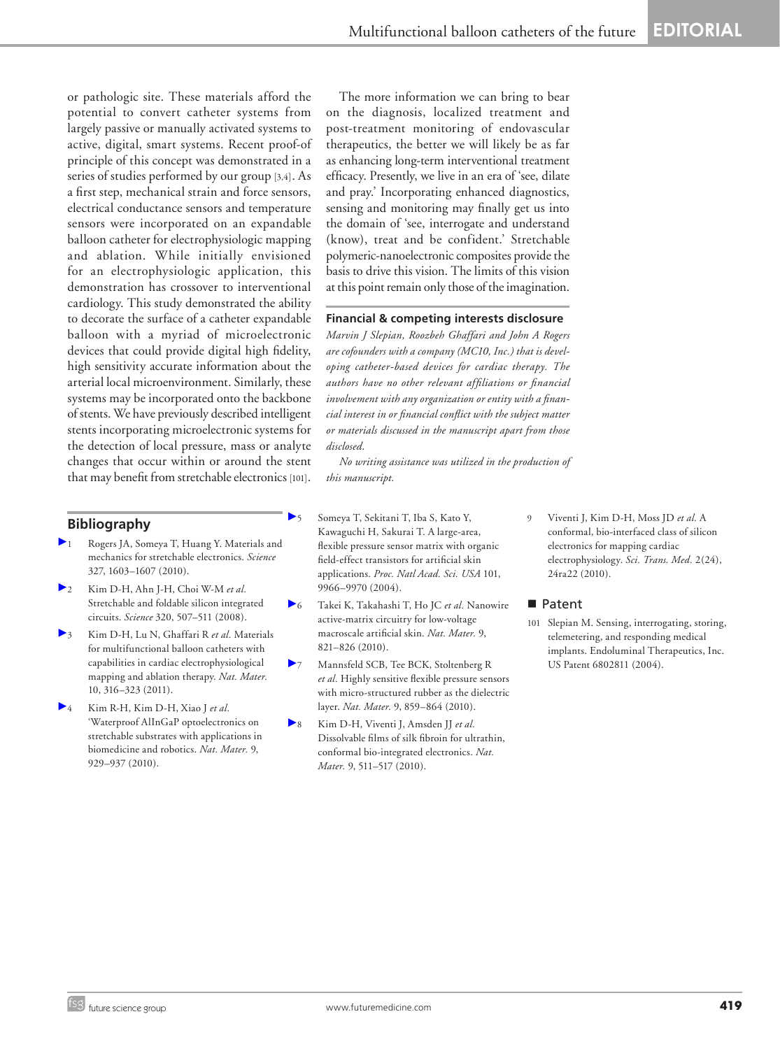or pathologic site. These materials afford the potential to convert catheter systems from largely passive or manually activated systems to active, digital, smart systems. Recent proof-of principle of this concept was demonstrated in a series of studies performed by our group [3,4]. As a first step, mechanical strain and force sensors, electrical conductance sensors and temperature sensors were incorporated on an expandable balloon catheter for electrophysiologic mapping and ablation. While initially envisioned for an electrophysiologic application, this demonstration has crossover to interventional cardiology. This study demonstrated the ability to decorate the surface of a catheter expandable balloon with a myriad of microelectronic devices that could provide digital high fidelity, high sensitivity accurate information about the arterial local microenvironment. Similarly, these systems may be incorporated onto the backbone of stents. We have previously described intelligent stents incorporating microelectronic systems for the detection of local pressure, mass or analyte changes that occur within or around the stent that may benefit from stretchable electronics [101].

The more information we can bring to bear on the diagnosis, localized treatment and post-treatment monitoring of endovascular therapeutics, the better we will likely be as far as enhancing long-term interventional treatment efficacy. Presently, we live in an era of 'see, dilate and pray.' Incorporating enhanced diagnostics, sensing and monitoring may finally get us into the domain of 'see, interrogate and understand (know), treat and be confident.' Stretchable polymeric-nanoelectronic composites provide the basis to drive this vision. The limits of this vision at this point remain only those of the imagination.

#### Financial & competing interests disclosure

*Marvin J Slepian, Roozbeh Ghaffari and John A Rogers are cofounders with a company (MC10, Inc.) that is developing catheter-based devices for cardiac therapy. The authors have no other relevant affiliations or financial involvement with any organization or entity with a financial interest in or financial conflict with the subject matter or materials discussed in the manuscript apart from those disclosed.*

*No writing assistance was utilized in the production of this manuscript.*

## Bibliography

1. Rogers JA, Someya T, Huang Y. Materials and mechanics for stretchable electronics. *Science* 327, 1603–1607 (2010).
2. Kim D-H, Ahn J-H, Choi W-M *et al.* Stretchable and foldable silicon integrated circuits. *Science* 320, 507–511 (2008).
3. Kim D-H, Lu N, Ghaffari R *et al.* Materials for multifunctional balloon catheters with capabilities in cardiac electrophysiological mapping and ablation therapy. *Nat. Mater.* 10, 316–323 (2011).
4. Kim R-H, Kim D-H, Xiao J *et al.* 'Waterproof AlInGaP optoelectronics on stretchable substrates with applications in biomedicine and robotics. *Nat. Mater.* 9, 929–937 (2010).
5. Someya T, Sekitani T, Iba S, Kato Y, Kawaguchi H, Sakurai T. A large-area, flexible pressure sensor matrix with organic field-effect transistors for artificial skin applications. *Proc. Natl Acad. Sci. USA* 101, 9966–9970 (2004).
6. Takei K, Takahashi T, Ho JC *et al.* Nanowire active-matrix circuitry for low-voltage macroscale artificial skin. *Nat. Mater.* 9, 821–826 (2010).
7. Mannsfeld SCB, Tee BCK, Stoltenberg R *et al.* Highly sensitive flexible pressure sensors with micro-structured rubber as the dielectric layer. *Nat. Mater.* 9, 859–864 (2010).
8. Kim D-H, Viventi J, Amsden JJ *et al.* Dissolvable films of silk fibroin for ultrathin, conformal bio-integrated electronics. *Nat. Mater.* 9, 511–517 (2010).
9. Viventi J, Kim D-H, Moss JD *et al.* A conformal, bio-interfaced class of silicon electronics for mapping cardiac electrophysiology. *Sci. Trans. Med.* 2(24), 24ra22 (2010).

### Patent

101. Slepian M. Sensing, interrogating, storing, telemetering, and responding medical implants. Endoluminal Therapeutics, Inc. US Patent 6802811 (2004).